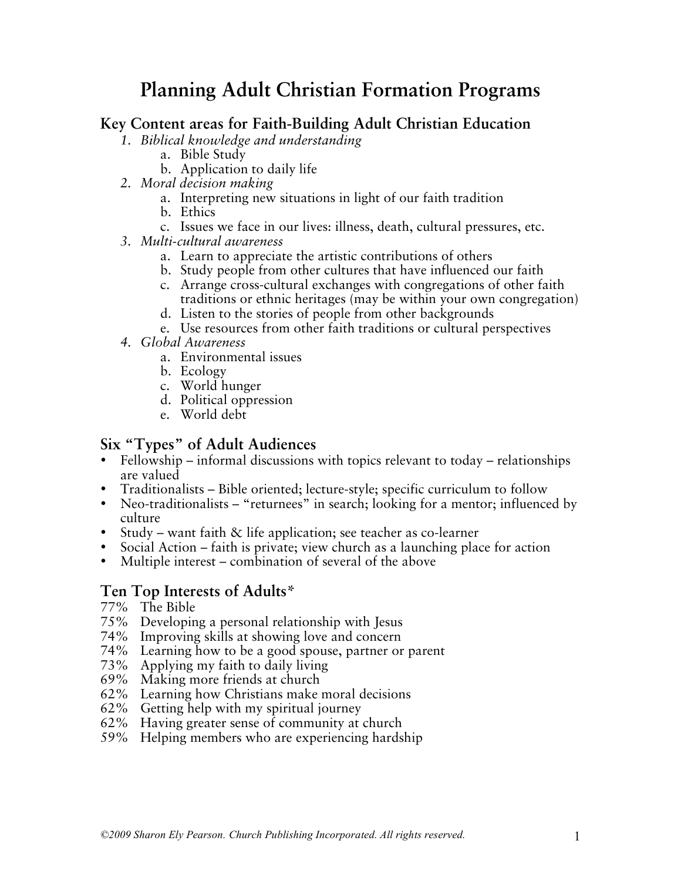# Planning Adult Christian Formation Programs

## Key Content areas for Faith-Building Adult Christian Education

1. *Biblical knowledge and understanding*
   a. Bible Study
   b. Application to daily life
2. *Moral decision making*
   a. Interpreting new situations in light of our faith tradition
   b. Ethics
   c. Issues we face in our lives: illness, death, cultural pressures, etc.
3. *Multi-cultural awareness*
   a. Learn to appreciate the artistic contributions of others
   b. Study people from other cultures that have influenced our faith
   c. Arrange cross-cultural exchanges with congregations of other faith traditions or ethnic heritages (may be within your own congregation)
   d. Listen to the stories of people from other backgrounds
   e. Use resources from other faith traditions or cultural perspectives
4. *Global Awareness*
   a. Environmental issues
   b. Ecology
   c. World hunger
   d. Political oppression
   e. World debt

## Six "Types" of Adult Audiences

- Fellowship – informal discussions with topics relevant to today – relationships are valued
- Traditionalists – Bible oriented; lecture-style; specific curriculum to follow
- Neo-traditionalists – "returnees" in search; looking for a mentor; influenced by culture
- Study – want faith & life application; see teacher as co-learner
- Social Action – faith is private; view church as a launching place for action
- Multiple interest – combination of several of the above

## Ten Top Interests of Adults*

77% The Bible
75% Developing a personal relationship with Jesus
74% Improving skills at showing love and concern
74% Learning how to be a good spouse, partner or parent
73% Applying my faith to daily living
69% Making more friends at church
62% Learning how Christians make moral decisions
62% Getting help with my spiritual journey
62% Having greater sense of community at church
59% Helping members who are experiencing hardship

*©2009 Sharon Ely Pearson. Church Publishing Incorporated. All rights reserved.*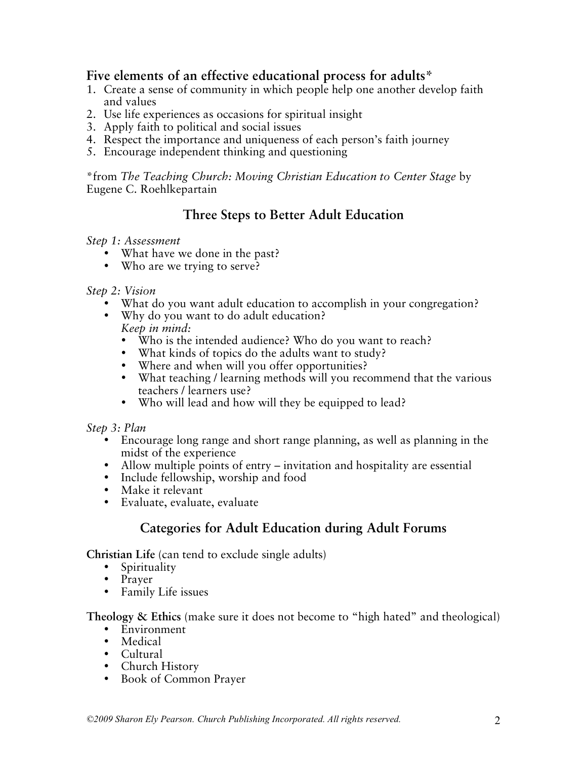## Five elements of an effective educational process for adults*

1. Create a sense of community in which people help one another develop faith and values
2. Use life experiences as occasions for spiritual insight
3. Apply faith to political and social issues
4. Respect the importance and uniqueness of each person's faith journey
5. Encourage independent thinking and questioning

*from *The Teaching Church: Moving Christian Education to Center Stage* by Eugene C. Roehlkepartain

## Three Steps to Better Adult Education

*Step 1: Assessment*

- What have we done in the past?
- Who are we trying to serve?

*Step 2: Vision*

- What do you want adult education to accomplish in your congregation?
- Why do you want to do adult education?
  *Keep in mind:*
  - Who is the intended audience? Who do you want to reach?
  - What kinds of topics do the adults want to study?
  - Where and when will you offer opportunities?
  - What teaching / learning methods will you recommend that the various teachers / learners use?
  - Who will lead and how will they be equipped to lead?

*Step 3: Plan*

- Encourage long range and short range planning, as well as planning in the midst of the experience
- Allow multiple points of entry – invitation and hospitality are essential
- Include fellowship, worship and food
- Make it relevant
- Evaluate, evaluate, evaluate

## Categories for Adult Education during Adult Forums

**Christian Life** (can tend to exclude single adults)

- Spirituality
- Prayer
- Family Life issues

**Theology & Ethics** (make sure it does not become to "high hated" and theological)

- Environment
- Medical
- Cultural
- Church History
- Book of Common Prayer

*©2009 Sharon Ely Pearson. Church Publishing Incorporated. All rights reserved.*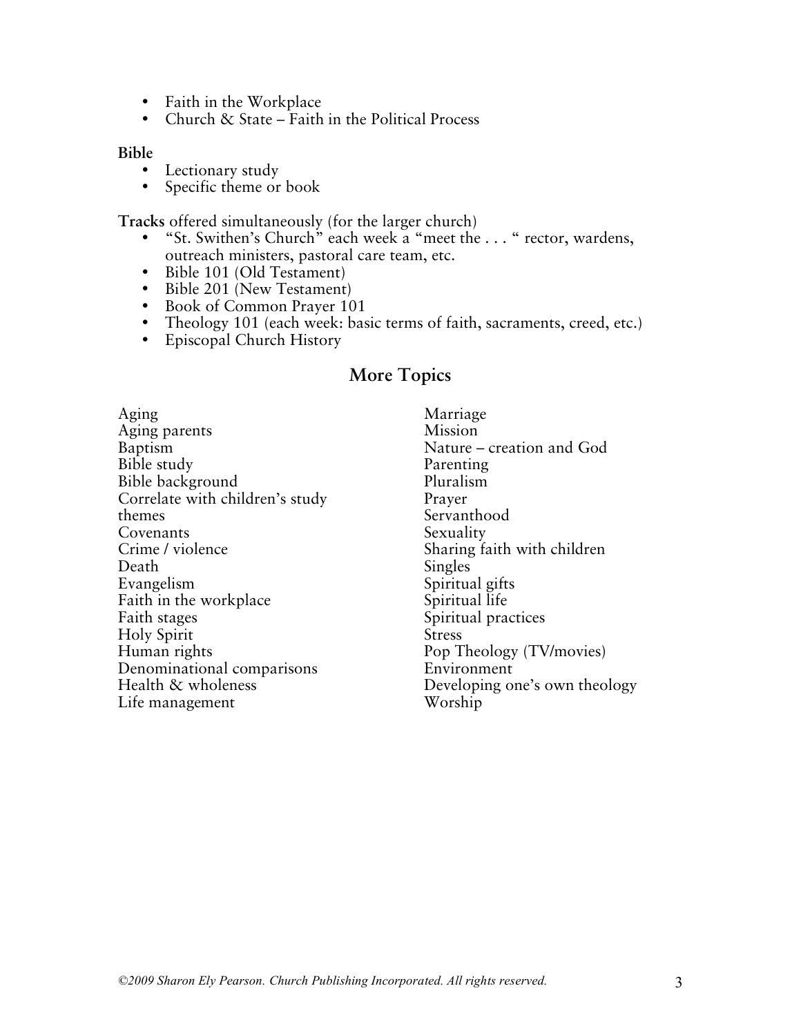- Faith in the Workplace
- Church & State – Faith in the Political Process

**Bible**

- Lectionary study
- Specific theme or book

**Tracks** offered simultaneously (for the larger church)

- "St. Swithen's Church" each week a "meet the . . . " rector, wardens, outreach ministers, pastoral care team, etc.
- Bible 101 (Old Testament)
- Bible 201 (New Testament)
- Book of Common Prayer 101
- Theology 101 (each week: basic terms of faith, sacraments, creed, etc.)
- Episcopal Church History

## More Topics

Aging
Aging parents
Baptism
Bible study
Bible background
Correlate with children's study themes
Covenants
Crime / violence
Death
Evangelism
Faith in the workplace
Faith stages
Holy Spirit
Human rights
Denominational comparisons
Health & wholeness
Life management
Marriage
Mission
Nature – creation and God
Parenting
Pluralism
Prayer
Servanthood
Sexuality
Sharing faith with children
Singles
Spiritual gifts
Spiritual life
Spiritual practices
Stress
Pop Theology (TV/movies)
Environment
Developing one's own theology
Worship

*©2009 Sharon Ely Pearson. Church Publishing Incorporated. All rights reserved.*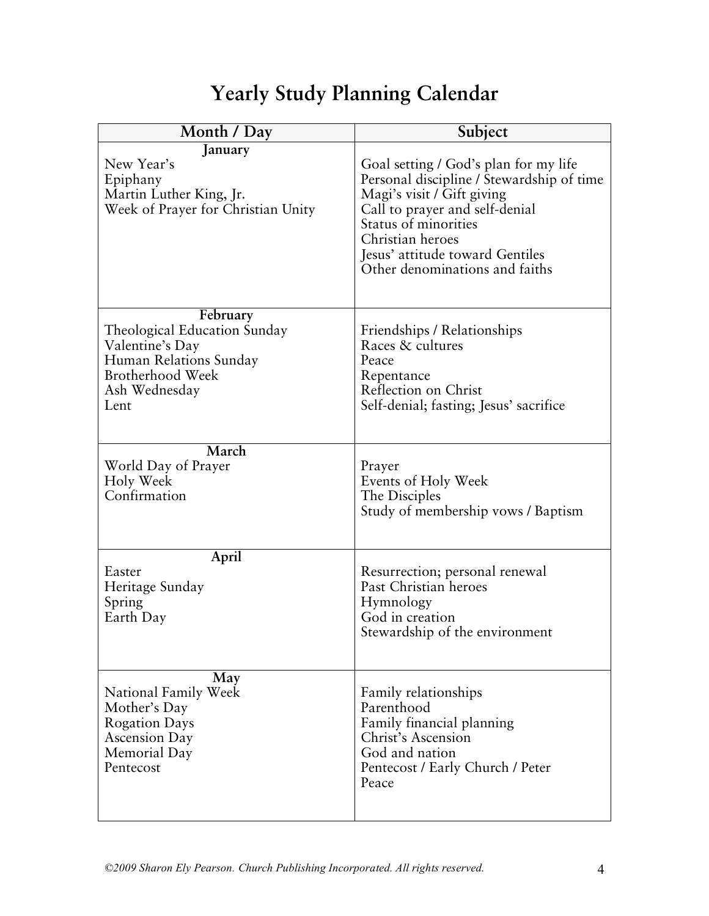# Yearly Study Planning Calendar

| Month / Day | Subject |
|---|---|
| **January**<br>New Year's<br>Epiphany<br>Martin Luther King, Jr.<br>Week of Prayer for Christian Unity | Goal setting / God's plan for my life<br>Personal discipline / Stewardship of time<br>Magi's visit / Gift giving<br>Call to prayer and self-denial<br>Status of minorities<br>Christian heroes<br>Jesus' attitude toward Gentiles<br>Other denominations and faiths |
| **February**<br>Theological Education Sunday<br>Valentine's Day<br>Human Relations Sunday<br>Brotherhood Week<br>Ash Wednesday<br>Lent | Friendships / Relationships<br>Races & cultures<br>Peace<br>Repentance<br>Reflection on Christ<br>Self-denial; fasting; Jesus' sacrifice |
| **March**<br>World Day of Prayer<br>Holy Week<br>Confirmation | Prayer<br>Events of Holy Week<br>The Disciples<br>Study of membership vows / Baptism |
| **April**<br>Easter<br>Heritage Sunday<br>Spring<br>Earth Day | Resurrection; personal renewal<br>Past Christian heroes<br>Hymnology<br>God in creation<br>Stewardship of the environment |
| **May**<br>National Family Week<br>Mother's Day<br>Rogation Days<br>Ascension Day<br>Memorial Day<br>Pentecost | Family relationships<br>Parenthood<br>Family financial planning<br>Christ's Ascension<br>God and nation<br>Pentecost / Early Church / Peter<br>Peace |

*©2009 Sharon Ely Pearson. Church Publishing Incorporated. All rights reserved.*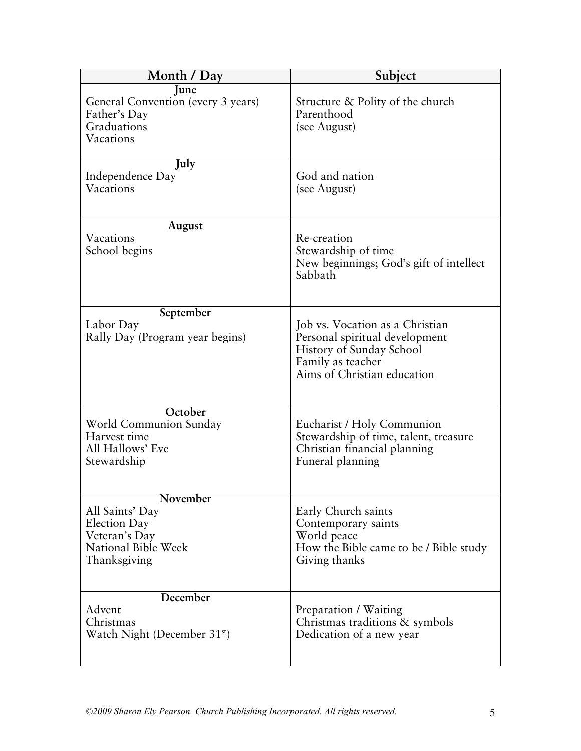| Month / Day | Subject |
|---|---|
| **June**<br>General Convention (every 3 years)<br>Father's Day<br>Graduations<br>Vacations | Structure & Polity of the church<br>Parenthood<br>(see August) |
| **July**<br>Independence Day<br>Vacations | God and nation<br>(see August) |
| **August**<br>Vacations<br>School begins | Re-creation<br>Stewardship of time<br>New beginnings; God's gift of intellect<br>Sabbath |
| **September**<br>Labor Day<br>Rally Day (Program year begins) | Job vs. Vocation as a Christian<br>Personal spiritual development<br>History of Sunday School<br>Family as teacher<br>Aims of Christian education |
| **October**<br>World Communion Sunday<br>Harvest time<br>All Hallows' Eve<br>Stewardship | Eucharist / Holy Communion<br>Stewardship of time, talent, treasure<br>Christian financial planning<br>Funeral planning |
| **November**<br>All Saints' Day<br>Election Day<br>Veteran's Day<br>National Bible Week<br>Thanksgiving | Early Church saints<br>Contemporary saints<br>World peace<br>How the Bible came to be / Bible study<br>Giving thanks |
| **December**<br>Advent<br>Christmas<br>Watch Night (December 31st) | Preparation / Waiting<br>Christmas traditions & symbols<br>Dedication of a new year |

*©2009 Sharon Ely Pearson. Church Publishing Incorporated. All rights reserved.*